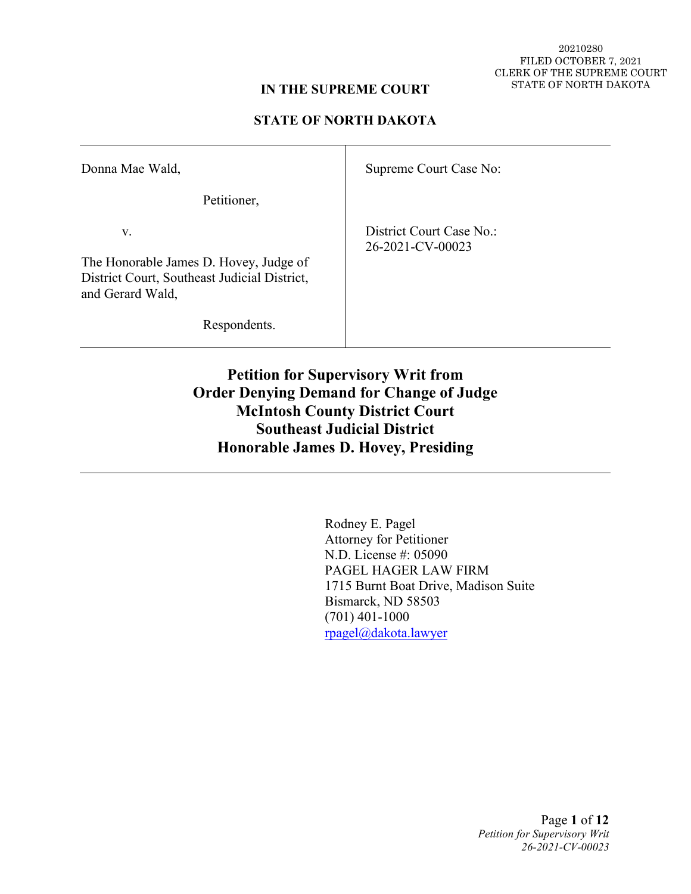20210280
FILED OCTOBER 7, 2021
CLERK OF THE SUPREME COURT
STATE OF NORTH DAKOTA

**IN THE SUPREME COURT**

**STATE OF NORTH DAKOTA**

| | |
|---|---|
| Donna Mae Wald,<br><br>Petitioner,<br><br>v.<br><br>The Honorable James D. Hovey, Judge of District Court, Southeast Judicial District, and Gerard Wald,<br><br>Respondents. | Supreme Court Case No:<br><br>District Court Case No.:<br>26-2021-CV-00023 |

# Petition for Supervisory Writ from Order Denying Demand for Change of Judge McIntosh County District Court Southeast Judicial District Honorable James D. Hovey, Presiding

Rodney E. Pagel
Attorney for Petitioner
N.D. License #: 05090
PAGEL HAGER LAW FIRM
1715 Burnt Boat Drive, Madison Suite
Bismarck, ND 58503
(701) 401-1000
rpagel@dakota.lawyer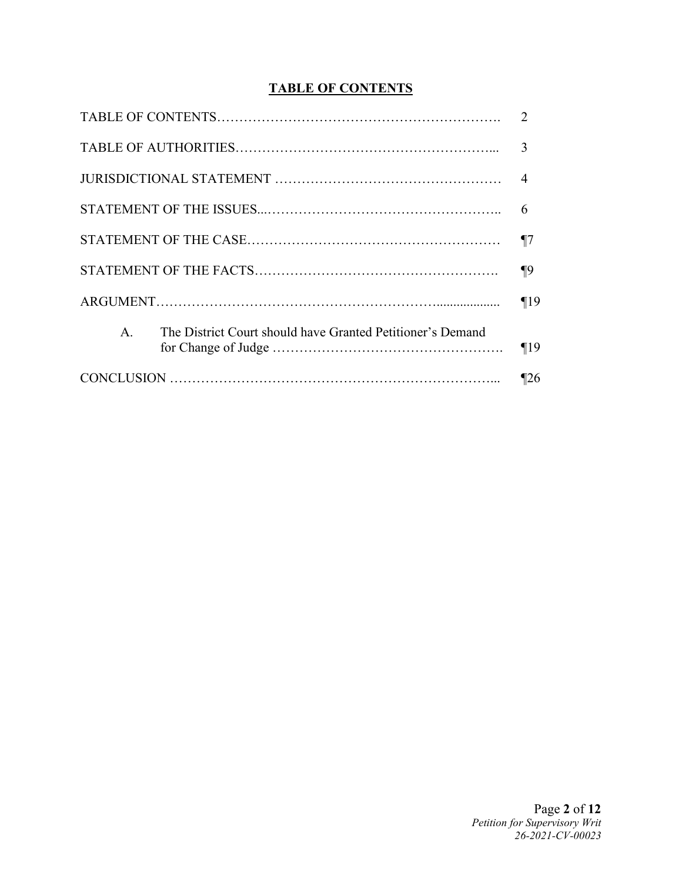## **TABLE OF CONTENTS**

| | |
|---|---|
| TABLE OF CONTENTS | 2 |
| TABLE OF AUTHORITIES | 3 |
| JURISDICTIONAL STATEMENT | 4 |
| STATEMENT OF THE ISSUES | 6 |
| STATEMENT OF THE CASE | ¶7 |
| STATEMENT OF THE FACTS | ¶9 |
| ARGUMENT | ¶19 |
| A. The District Court should have Granted Petitioner's Demand for Change of Judge | ¶19 |
| CONCLUSION | ¶26 |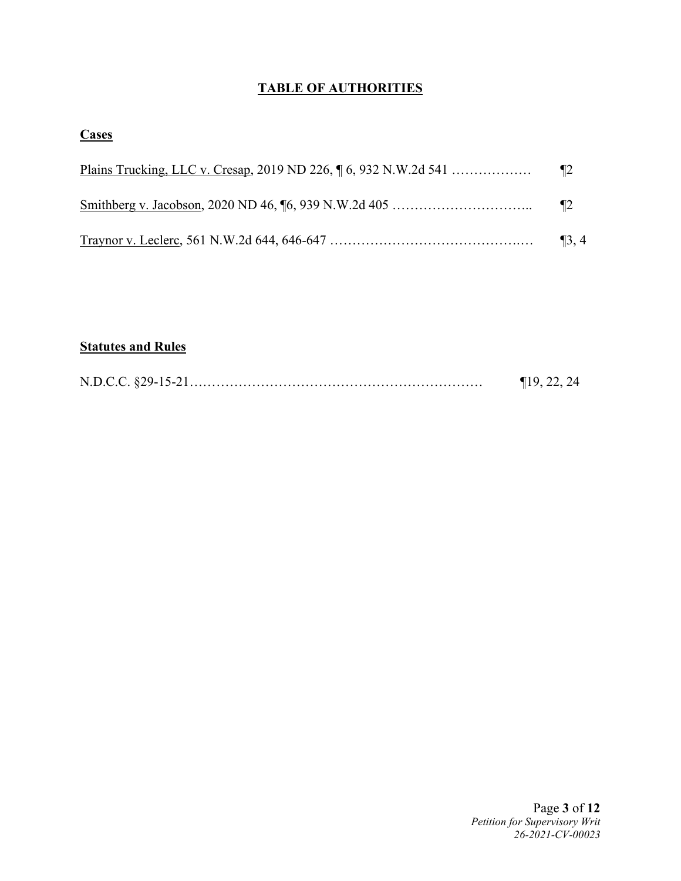## TABLE OF AUTHORITIES

### Cases

Plains Trucking, LLC v. Cresap, 2019 ND 226, ¶ 6, 932 N.W.2d 541 ……………… ¶2

Smithberg v. Jacobson, 2020 ND 46, ¶6, 939 N.W.2d 405 ………………………….. ¶2

Traynor v. Leclerc, 561 N.W.2d 644, 646-647 ……………………………………… ¶3, 4

### Statutes and Rules

N.D.C.C. §29-15-21………………………………………………………… ¶19, 22, 24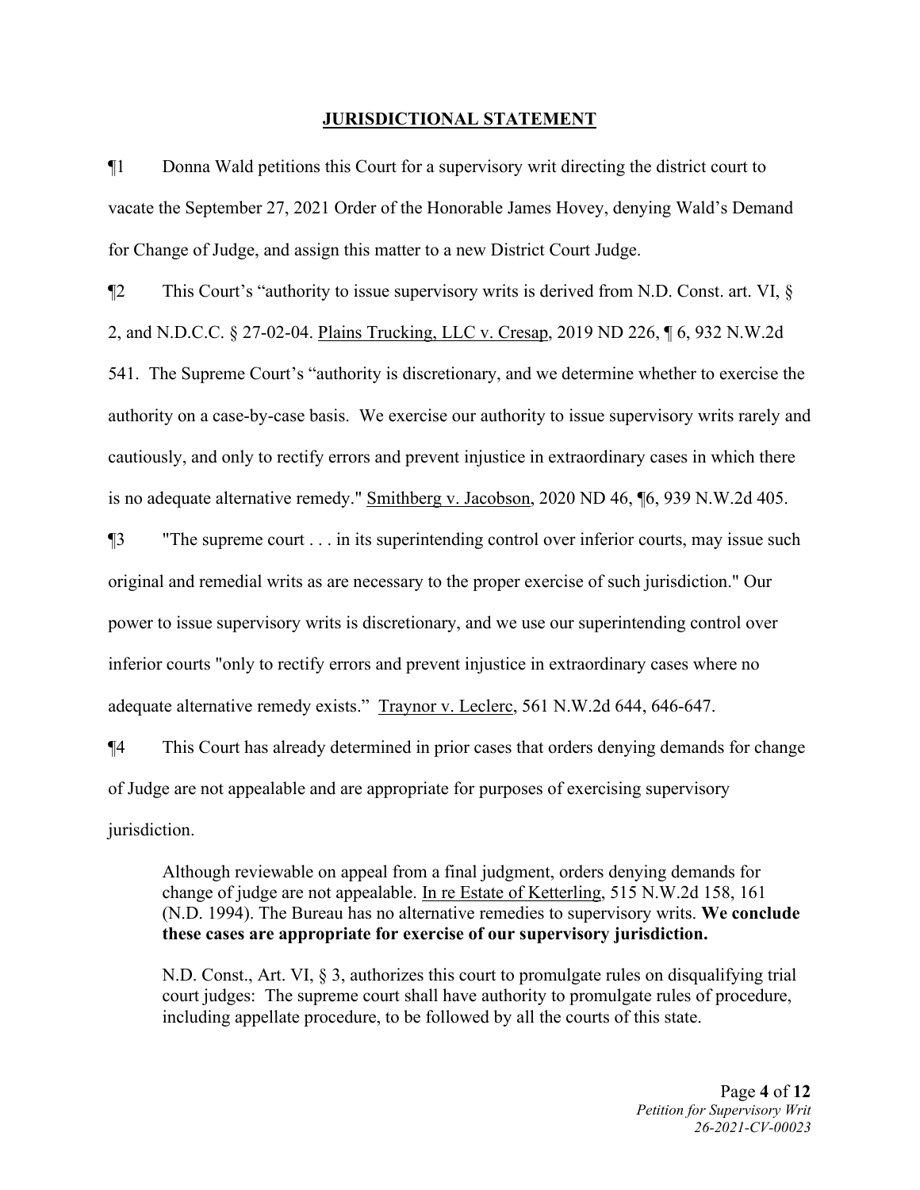## JURISDICTIONAL STATEMENT

¶1 Donna Wald petitions this Court for a supervisory writ directing the district court to vacate the September 27, 2021 Order of the Honorable James Hovey, denying Wald's Demand for Change of Judge, and assign this matter to a new District Court Judge.

¶2 This Court's "authority to issue supervisory writs is derived from N.D. Const. art. VI, § 2, and N.D.C.C. § 27-02-04. Plains Trucking, LLC v. Cresap, 2019 ND 226, ¶ 6, 932 N.W.2d 541. The Supreme Court's "authority is discretionary, and we determine whether to exercise the authority on a case-by-case basis. We exercise our authority to issue supervisory writs rarely and cautiously, and only to rectify errors and prevent injustice in extraordinary cases in which there is no adequate alternative remedy." Smithberg v. Jacobson, 2020 ND 46, ¶6, 939 N.W.2d 405.

¶3 "The supreme court . . . in its superintending control over inferior courts, may issue such original and remedial writs as are necessary to the proper exercise of such jurisdiction." Our power to issue supervisory writs is discretionary, and we use our superintending control over inferior courts "only to rectify errors and prevent injustice in extraordinary cases where no adequate alternative remedy exists." Traynor v. Leclerc, 561 N.W.2d 644, 646-647.

¶4 This Court has already determined in prior cases that orders denying demands for change of Judge are not appealable and are appropriate for purposes of exercising supervisory jurisdiction.

> Although reviewable on appeal from a final judgment, orders denying demands for change of judge are not appealable. In re Estate of Ketterling, 515 N.W.2d 158, 161 (N.D. 1994). The Bureau has no alternative remedies to supervisory writs. **We conclude these cases are appropriate for exercise of our supervisory jurisdiction.**
>
> N.D. Const., Art. VI, § 3, authorizes this court to promulgate rules on disqualifying trial court judges: The supreme court shall have authority to promulgate rules of procedure, including appellate procedure, to be followed by all the courts of this state.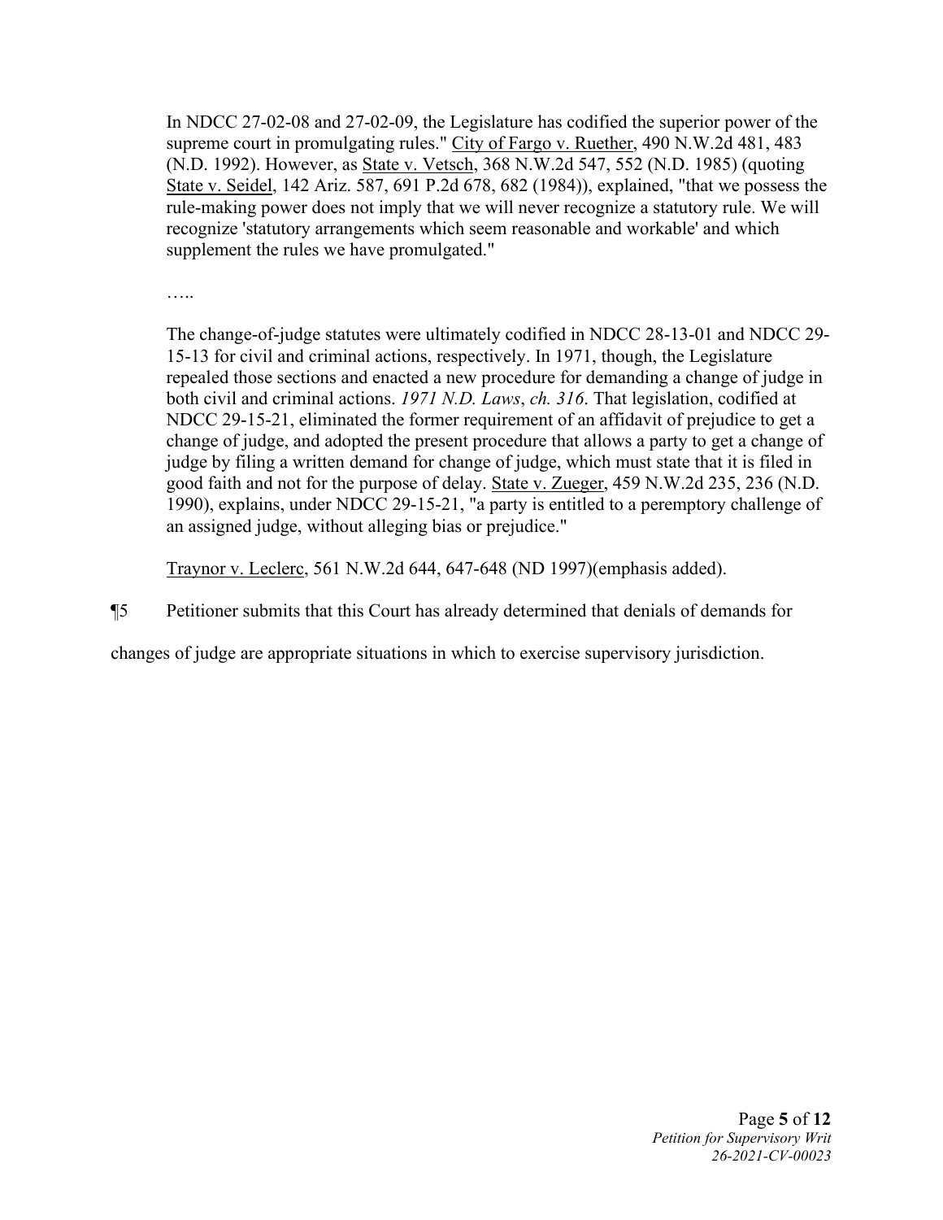> In NDCC 27-02-08 and 27-02-09, the Legislature has codified the superior power of the supreme court in promulgating rules." City of Fargo v. Ruether, 490 N.W.2d 481, 483 (N.D. 1992). However, as State v. Vetsch, 368 N.W.2d 547, 552 (N.D. 1985) (quoting State v. Seidel, 142 Ariz. 587, 691 P.2d 678, 682 (1984)), explained, "that we possess the rule-making power does not imply that we will never recognize a statutory rule. We will recognize 'statutory arrangements which seem reasonable and workable' and which supplement the rules we have promulgated."
>
> …..
>
> The change-of-judge statutes were ultimately codified in NDCC 28-13-01 and NDCC 29-15-13 for civil and criminal actions, respectively. In 1971, though, the Legislature repealed those sections and enacted a new procedure for demanding a change of judge in both civil and criminal actions. *1971 N.D. Laws*, *ch. 316*. That legislation, codified at NDCC 29-15-21, eliminated the former requirement of an affidavit of prejudice to get a change of judge, and adopted the present procedure that allows a party to get a change of judge by filing a written demand for change of judge, which must state that it is filed in good faith and not for the purpose of delay. State v. Zueger, 459 N.W.2d 235, 236 (N.D. 1990), explains, under NDCC 29-15-21, "a party is entitled to a peremptory challenge of an assigned judge, without alleging bias or prejudice."
>
> Traynor v. Leclerc, 561 N.W.2d 644, 647-648 (ND 1997)(emphasis added).

¶5 Petitioner submits that this Court has already determined that denials of demands for changes of judge are appropriate situations in which to exercise supervisory jurisdiction.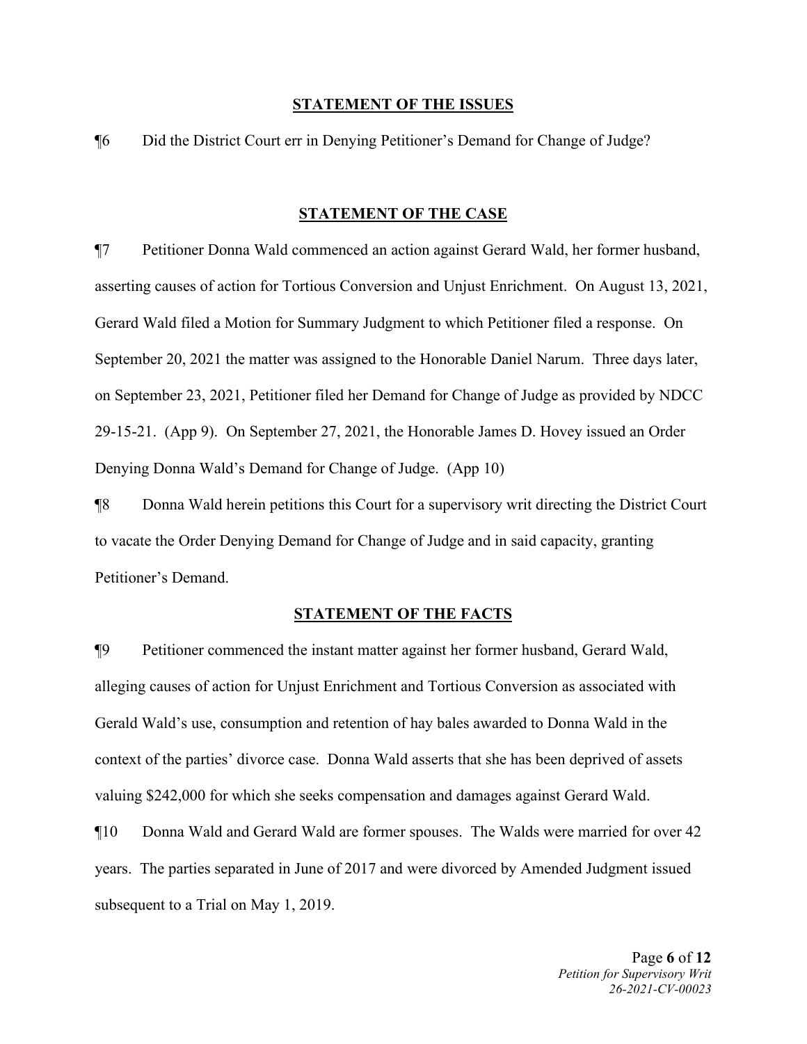## STATEMENT OF THE ISSUES

¶6 Did the District Court err in Denying Petitioner's Demand for Change of Judge?

## STATEMENT OF THE CASE

¶7 Petitioner Donna Wald commenced an action against Gerard Wald, her former husband, asserting causes of action for Tortious Conversion and Unjust Enrichment. On August 13, 2021, Gerard Wald filed a Motion for Summary Judgment to which Petitioner filed a response. On September 20, 2021 the matter was assigned to the Honorable Daniel Narum. Three days later, on September 23, 2021, Petitioner filed her Demand for Change of Judge as provided by NDCC 29-15-21. (App 9). On September 27, 2021, the Honorable James D. Hovey issued an Order Denying Donna Wald's Demand for Change of Judge. (App 10)

¶8 Donna Wald herein petitions this Court for a supervisory writ directing the District Court to vacate the Order Denying Demand for Change of Judge and in said capacity, granting Petitioner's Demand.

## STATEMENT OF THE FACTS

¶9 Petitioner commenced the instant matter against her former husband, Gerard Wald, alleging causes of action for Unjust Enrichment and Tortious Conversion as associated with Gerald Wald's use, consumption and retention of hay bales awarded to Donna Wald in the context of the parties' divorce case. Donna Wald asserts that she has been deprived of assets valuing $242,000 for which she seeks compensation and damages against Gerard Wald.

¶10 Donna Wald and Gerard Wald are former spouses. The Walds were married for over 42 years. The parties separated in June of 2017 and were divorced by Amended Judgment issued subsequent to a Trial on May 1, 2019.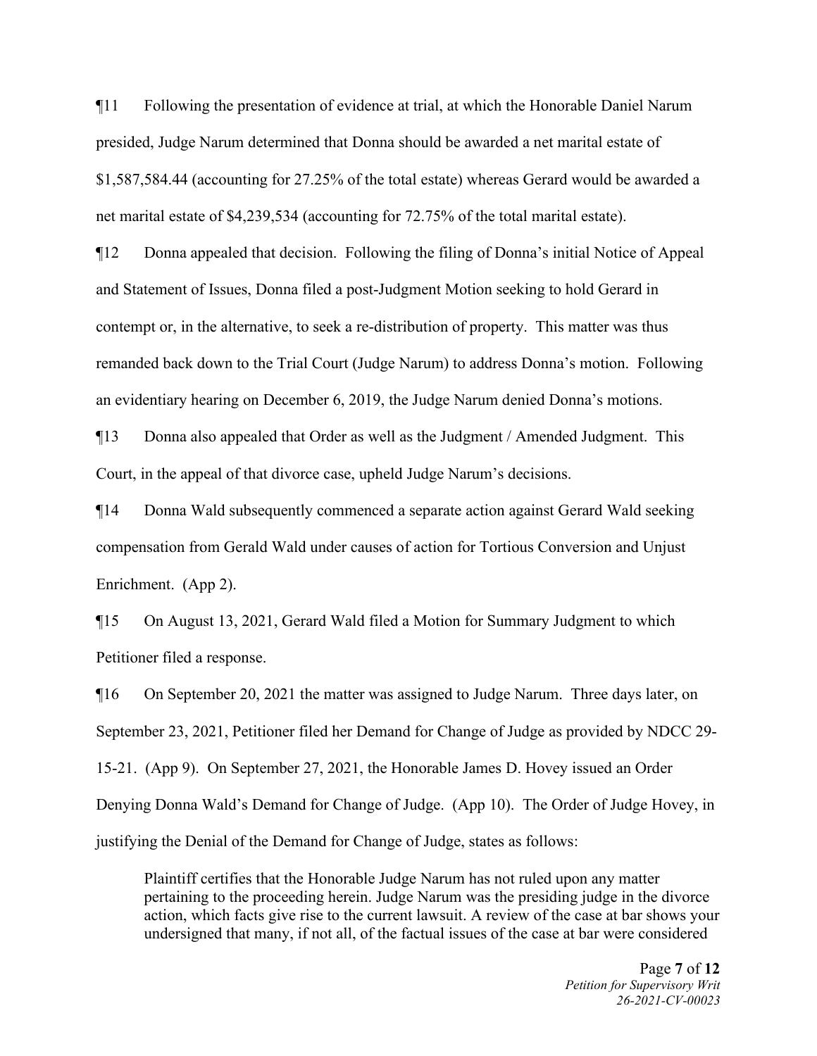¶11 Following the presentation of evidence at trial, at which the Honorable Daniel Narum presided, Judge Narum determined that Donna should be awarded a net marital estate of $1,587,584.44 (accounting for 27.25% of the total estate) whereas Gerard would be awarded a net marital estate of $4,239,534 (accounting for 72.75% of the total marital estate).

¶12 Donna appealed that decision. Following the filing of Donna's initial Notice of Appeal and Statement of Issues, Donna filed a post-Judgment Motion seeking to hold Gerard in contempt or, in the alternative, to seek a re-distribution of property. This matter was thus remanded back down to the Trial Court (Judge Narum) to address Donna's motion. Following an evidentiary hearing on December 6, 2019, the Judge Narum denied Donna's motions.

¶13 Donna also appealed that Order as well as the Judgment / Amended Judgment. This Court, in the appeal of that divorce case, upheld Judge Narum's decisions.

¶14 Donna Wald subsequently commenced a separate action against Gerard Wald seeking compensation from Gerald Wald under causes of action for Tortious Conversion and Unjust Enrichment. (App 2).

¶15 On August 13, 2021, Gerard Wald filed a Motion for Summary Judgment to which Petitioner filed a response.

¶16 On September 20, 2021 the matter was assigned to Judge Narum. Three days later, on September 23, 2021, Petitioner filed her Demand for Change of Judge as provided by NDCC 29-15-21. (App 9). On September 27, 2021, the Honorable James D. Hovey issued an Order Denying Donna Wald's Demand for Change of Judge. (App 10). The Order of Judge Hovey, in justifying the Denial of the Demand for Change of Judge, states as follows:

> Plaintiff certifies that the Honorable Judge Narum has not ruled upon any matter pertaining to the proceeding herein. Judge Narum was the presiding judge in the divorce action, which facts give rise to the current lawsuit. A review of the case at bar shows your undersigned that many, if not all, of the factual issues of the case at bar were considered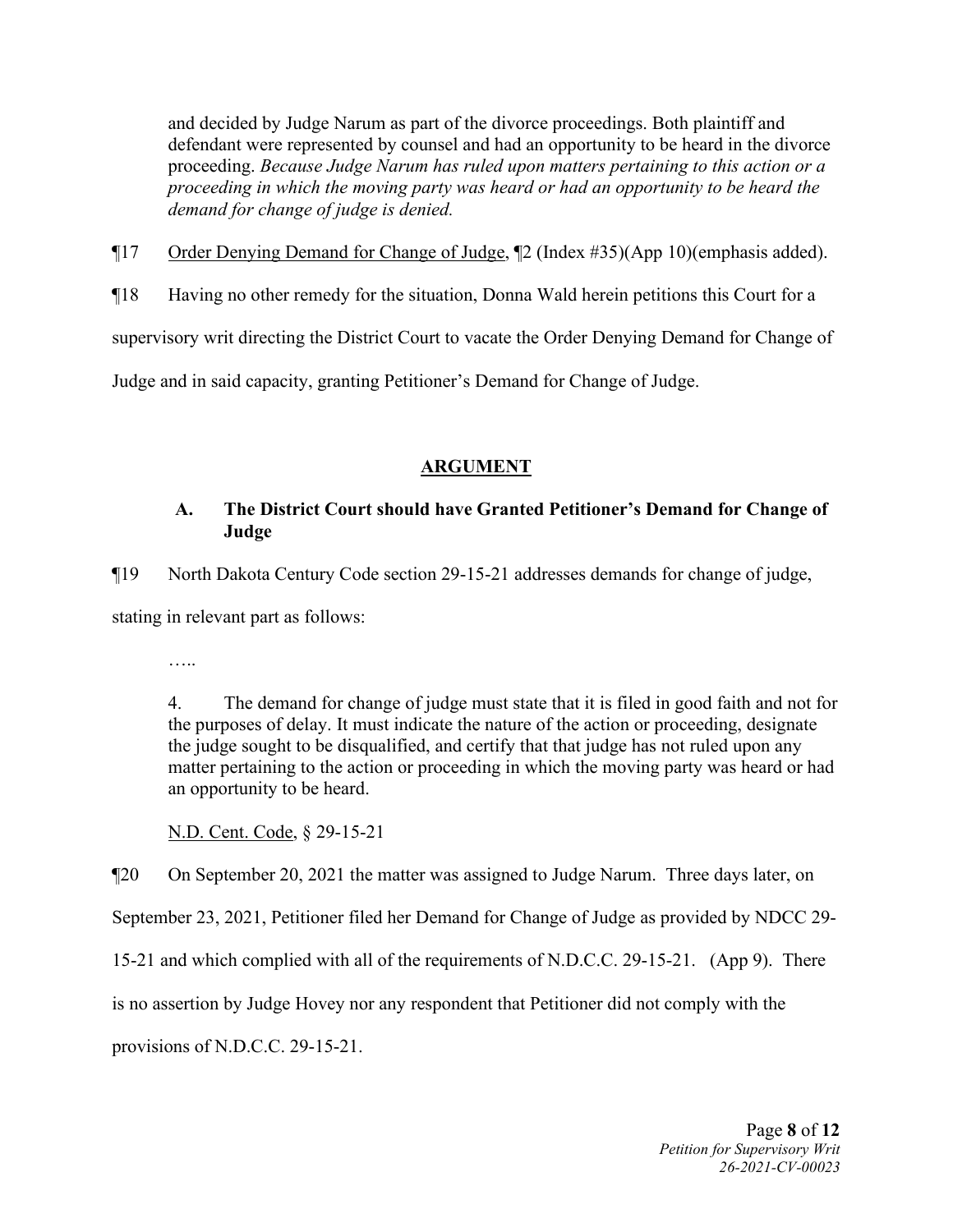> and decided by Judge Narum as part of the divorce proceedings. Both plaintiff and defendant were represented by counsel and had an opportunity to be heard in the divorce proceeding. *Because Judge Narum has ruled upon matters pertaining to this action or a proceeding in which the moving party was heard or had an opportunity to be heard the demand for change of judge is denied.*

¶17 Order Denying Demand for Change of Judge, ¶2 (Index #35)(App 10)(emphasis added).

¶18 Having no other remedy for the situation, Donna Wald herein petitions this Court for a supervisory writ directing the District Court to vacate the Order Denying Demand for Change of Judge and in said capacity, granting Petitioner's Demand for Change of Judge.

## ARGUMENT

### A. The District Court should have Granted Petitioner's Demand for Change of Judge

¶19 North Dakota Century Code section 29-15-21 addresses demands for change of judge, stating in relevant part as follows:

> …..
>
> 4. The demand for change of judge must state that it is filed in good faith and not for the purposes of delay. It must indicate the nature of the action or proceeding, designate the judge sought to be disqualified, and certify that that judge has not ruled upon any matter pertaining to the action or proceeding in which the moving party was heard or had an opportunity to be heard.
>
> N.D. Cent. Code, § 29-15-21

¶20 On September 20, 2021 the matter was assigned to Judge Narum. Three days later, on September 23, 2021, Petitioner filed her Demand for Change of Judge as provided by NDCC 29-15-21 and which complied with all of the requirements of N.D.C.C. 29-15-21. (App 9). There is no assertion by Judge Hovey nor any respondent that Petitioner did not comply with the provisions of N.D.C.C. 29-15-21.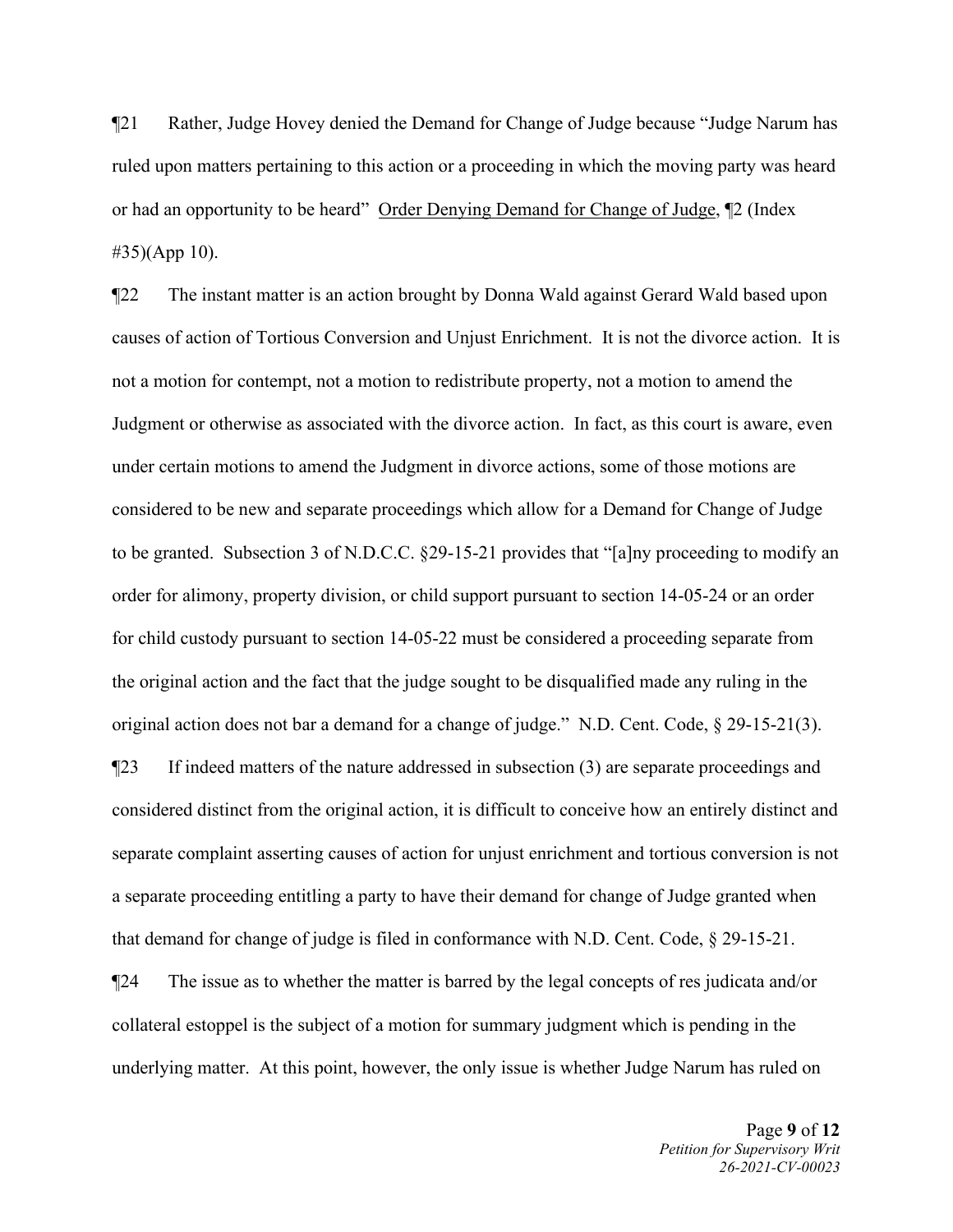¶21 Rather, Judge Hovey denied the Demand for Change of Judge because "Judge Narum has ruled upon matters pertaining to this action or a proceeding in which the moving party was heard or had an opportunity to be heard" Order Denying Demand for Change of Judge, ¶2 (Index #35)(App 10).

¶22 The instant matter is an action brought by Donna Wald against Gerard Wald based upon causes of action of Tortious Conversion and Unjust Enrichment. It is not the divorce action. It is not a motion for contempt, not a motion to redistribute property, not a motion to amend the Judgment or otherwise as associated with the divorce action. In fact, as this court is aware, even under certain motions to amend the Judgment in divorce actions, some of those motions are considered to be new and separate proceedings which allow for a Demand for Change of Judge to be granted. Subsection 3 of N.D.C.C. §29-15-21 provides that "[a]ny proceeding to modify an order for alimony, property division, or child support pursuant to section 14-05-24 or an order for child custody pursuant to section 14-05-22 must be considered a proceeding separate from the original action and the fact that the judge sought to be disqualified made any ruling in the original action does not bar a demand for a change of judge." N.D. Cent. Code, § 29-15-21(3).

¶23 If indeed matters of the nature addressed in subsection (3) are separate proceedings and considered distinct from the original action, it is difficult to conceive how an entirely distinct and separate complaint asserting causes of action for unjust enrichment and tortious conversion is not a separate proceeding entitling a party to have their demand for change of Judge granted when that demand for change of judge is filed in conformance with N.D. Cent. Code, § 29-15-21.

¶24 The issue as to whether the matter is barred by the legal concepts of res judicata and/or collateral estoppel is the subject of a motion for summary judgment which is pending in the underlying matter. At this point, however, the only issue is whether Judge Narum has ruled on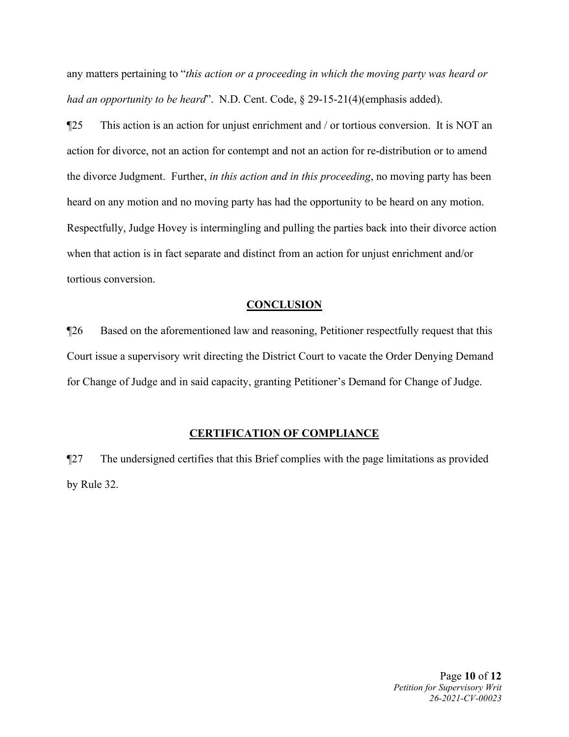any matters pertaining to "*this action or a proceeding in which the moving party was heard or had an opportunity to be heard*". N.D. Cent. Code, § 29-15-21(4)(emphasis added).

¶25 This action is an action for unjust enrichment and / or tortious conversion. It is NOT an action for divorce, not an action for contempt and not an action for re-distribution or to amend the divorce Judgment. Further, *in this action and in this proceeding*, no moving party has been heard on any motion and no moving party has had the opportunity to be heard on any motion. Respectfully, Judge Hovey is intermingling and pulling the parties back into their divorce action when that action is in fact separate and distinct from an action for unjust enrichment and/or tortious conversion.

## CONCLUSION

¶26 Based on the aforementioned law and reasoning, Petitioner respectfully request that this Court issue a supervisory writ directing the District Court to vacate the Order Denying Demand for Change of Judge and in said capacity, granting Petitioner's Demand for Change of Judge.

## CERTIFICATION OF COMPLIANCE

¶27 The undersigned certifies that this Brief complies with the page limitations as provided by Rule 32.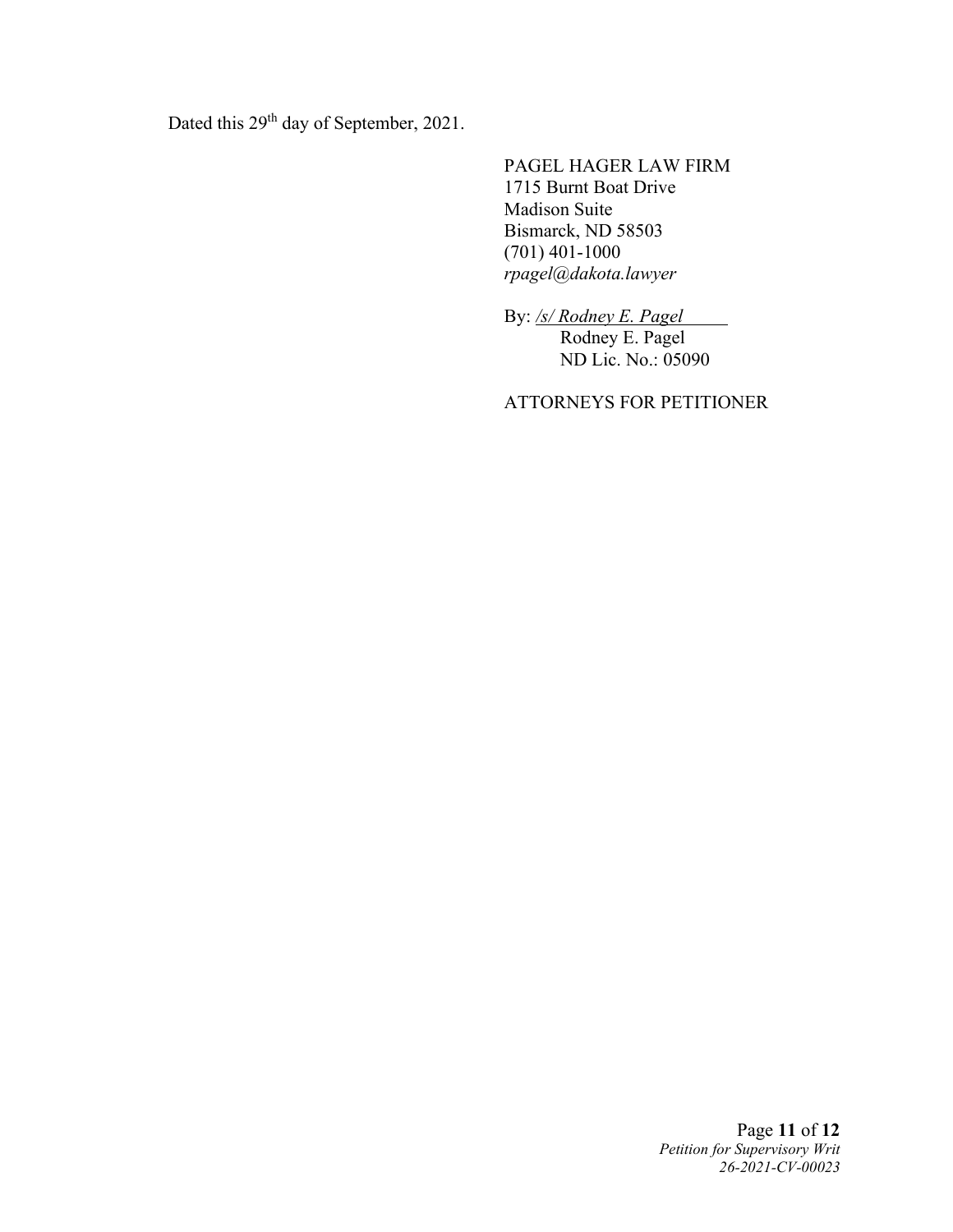Dated this 29th day of September, 2021.

PAGEL HAGER LAW FIRM
1715 Burnt Boat Drive
Madison Suite
Bismarck, ND 58503
(701) 401-1000
*rpagel@dakota.lawyer*

By: */s/ Rodney E. Pagel*
Rodney E. Pagel
ND Lic. No.: 05090

ATTORNEYS FOR PETITIONER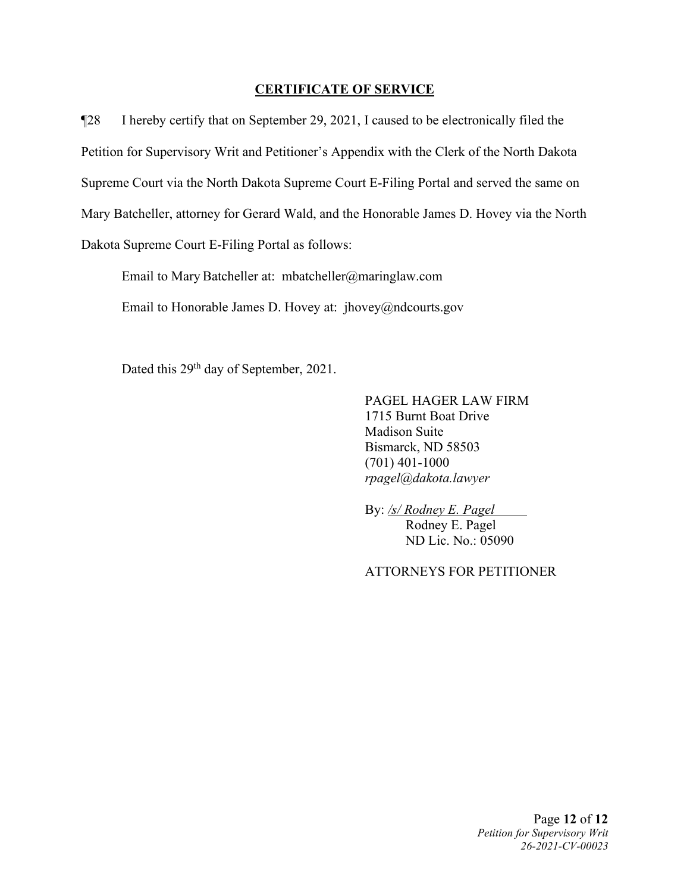## CERTIFICATE OF SERVICE

¶28 I hereby certify that on September 29, 2021, I caused to be electronically filed the Petition for Supervisory Writ and Petitioner's Appendix with the Clerk of the North Dakota Supreme Court via the North Dakota Supreme Court E-Filing Portal and served the same on Mary Batcheller, attorney for Gerard Wald, and the Honorable James D. Hovey via the North Dakota Supreme Court E-Filing Portal as follows:

Email to Mary Batcheller at: mbatcheller@maringlaw.com

Email to Honorable James D. Hovey at: jhovey@ndcourts.gov

Dated this 29th day of September, 2021.

PAGEL HAGER LAW FIRM
1715 Burnt Boat Drive
Madison Suite
Bismarck, ND 58503
(701) 401-1000
*rpagel@dakota.lawyer*

By: *<u>/s/ Rodney E. Pagel</u>*
Rodney E. Pagel
ND Lic. No.: 05090

ATTORNEYS FOR PETITIONER